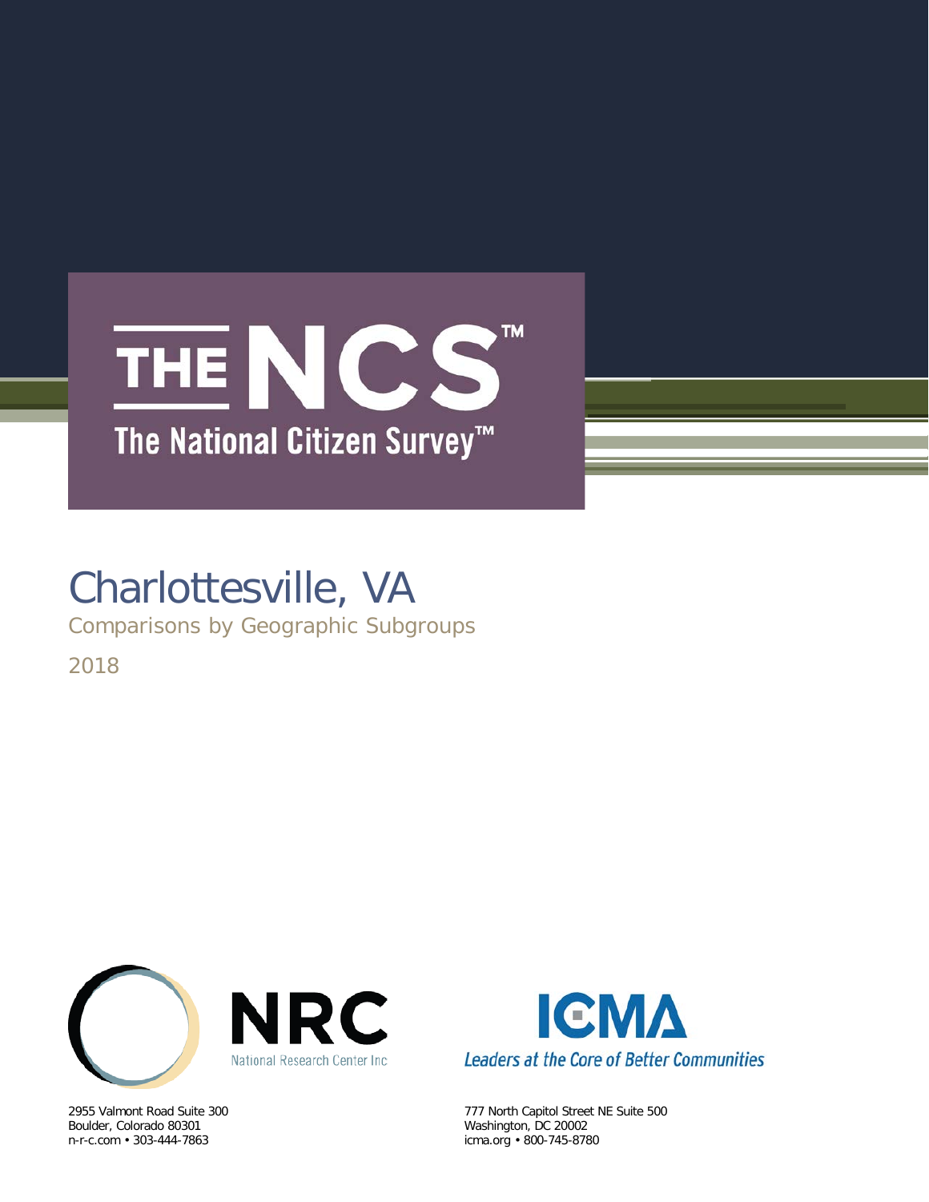# THE NCS™

The National Citizen Survey™

# Charlottesville, VA

Comparisons by Geographic Subgroups

2018

NRC
National Research Center Inc

2955 Valmont Road Suite 300
Boulder, Colorado 80301
n-r-c.com • 303-444-7863

ICMA
*Leaders at the Core of Better Communities*

777 North Capitol Street NE Suite 500
Washington, DC 20002
icma.org • 800-745-8780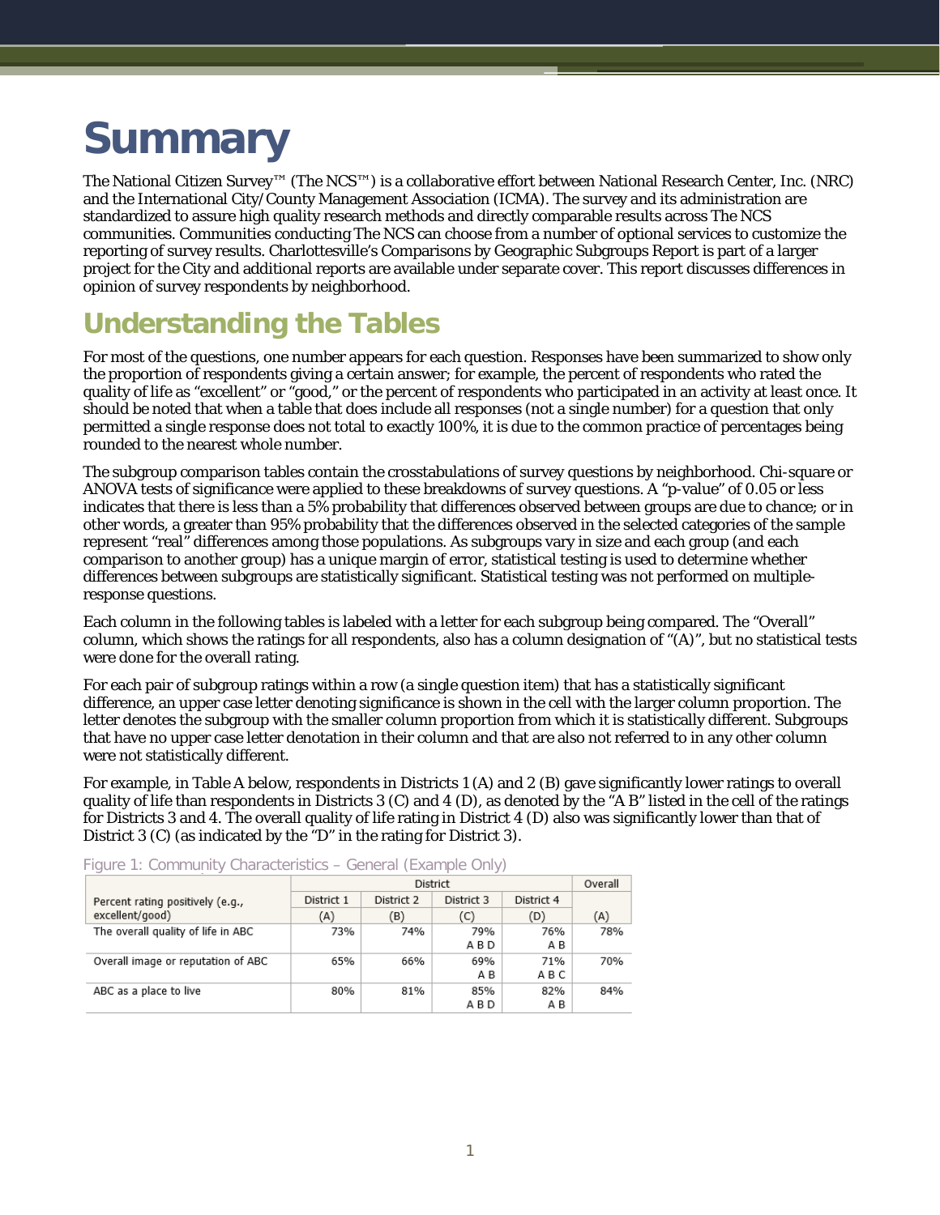# Summary

The National Citizen Survey™ (The NCS™) is a collaborative effort between National Research Center, Inc. (NRC) and the International City/County Management Association (ICMA). The survey and its administration are standardized to assure high quality research methods and directly comparable results across The NCS communities. Communities conducting The NCS can choose from a number of optional services to customize the reporting of survey results. Charlottesville's Comparisons by Geographic Subgroups Report is part of a larger project for the City and additional reports are available under separate cover. This report discusses differences in opinion of survey respondents by neighborhood.

## Understanding the Tables

For most of the questions, one number appears for each question. Responses have been summarized to show only the proportion of respondents giving a certain answer; for example, the percent of respondents who rated the quality of life as "excellent" or "good," or the percent of respondents who participated in an activity at least once. It should be noted that when a table that does include all responses (not a single number) for a question that only permitted a single response does not total to exactly 100%, it is due to the common practice of percentages being rounded to the nearest whole number.

The subgroup comparison tables contain the crosstabulations of survey questions by neighborhood. Chi-square or ANOVA tests of significance were applied to these breakdowns of survey questions. A "p-value" of 0.05 or less indicates that there is less than a 5% probability that differences observed between groups are due to chance; or in other words, a greater than 95% probability that the differences observed in the selected categories of the sample represent "real" differences among those populations. As subgroups vary in size and each group (and each comparison to another group) has a unique margin of error, statistical testing is used to determine whether differences between subgroups are statistically significant. Statistical testing was not performed on multiple-response questions.

Each column in the following tables is labeled with a letter for each subgroup being compared. The "Overall" column, which shows the ratings for all respondents, also has a column designation of "(A)", but no statistical tests were done for the overall rating.

For each pair of subgroup ratings within a row (a single question item) that has a statistically significant difference, an upper case letter denoting significance is shown in the cell with the larger column proportion. The letter denotes the subgroup with the smaller column proportion from which it is statistically different. Subgroups that have no upper case letter denotation in their column and that are also not referred to in any other column were not statistically different.

For example, in Table A below, respondents in Districts 1 (A) and 2 (B) gave significantly lower ratings to overall quality of life than respondents in Districts 3 (C) and 4 (D), as denoted by the "A B" listed in the cell of the ratings for Districts 3 and 4. The overall quality of life rating in District 4 (D) also was significantly lower than that of District 3 (C) (as indicated by the "D" in the rating for District 3).

Figure 1: Community Characteristics – General (Example Only)

| Percent rating positively (e.g., excellent/good) | District | | | | Overall |
|---|---|---|---|---|---|
| | District 1 | District 2 | District 3 | District 4 | |
| | (A) | (B) | (C) | (D) | (A) |
| The overall quality of life in ABC | 73% | 74% | 79% A B D | 76% A B | 78% |
| Overall image or reputation of ABC | 65% | 66% | 69% A B | 71% A B C | 70% |
| ABC as a place to live | 80% | 81% | 85% A B D | 82% A B | 84% |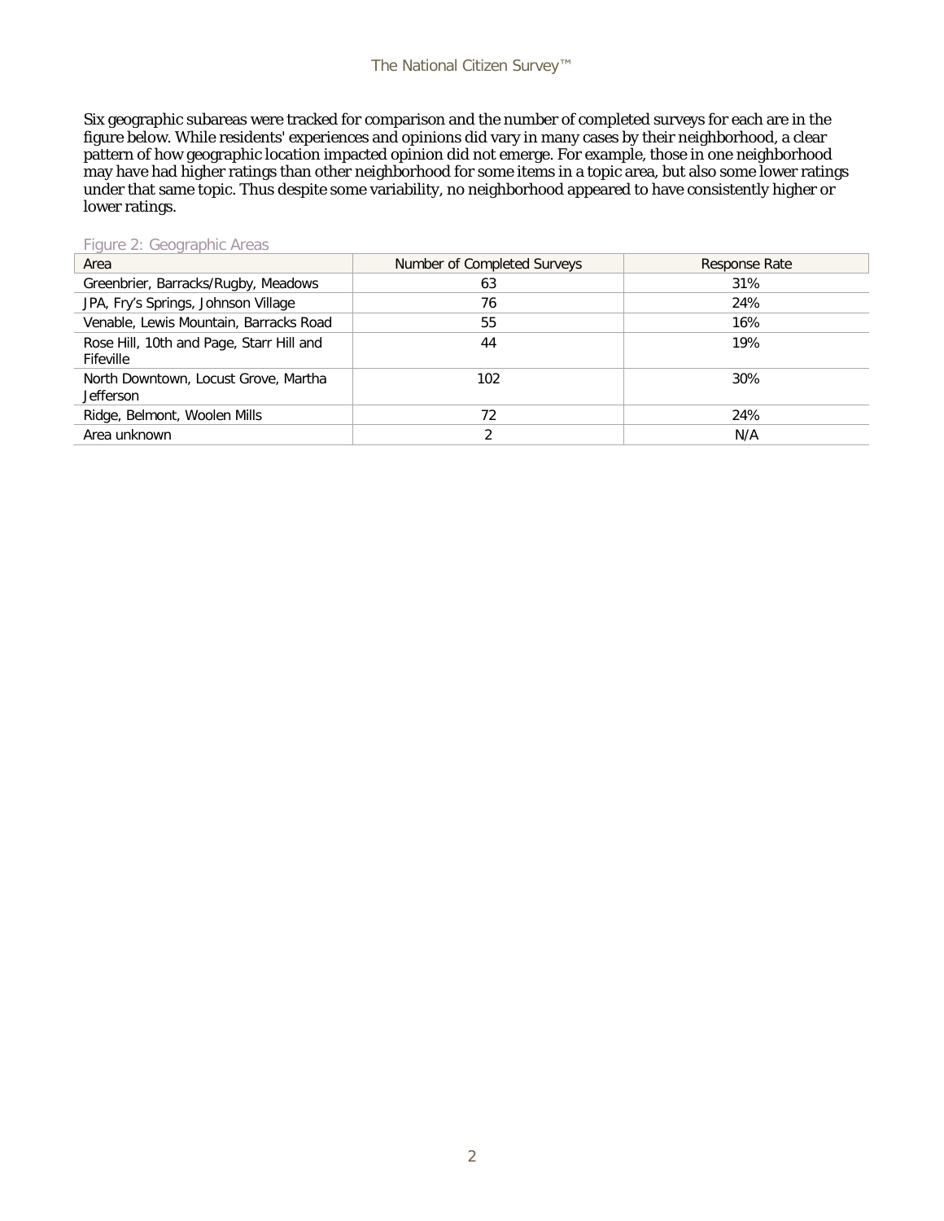Six geographic subareas were tracked for comparison and the number of completed surveys for each are in the figure below. While residents' experiences and opinions did vary in many cases by their neighborhood, a clear pattern of how geographic location impacted opinion did not emerge. For example, those in one neighborhood may have had higher ratings than other neighborhood for some items in a topic area, but also some lower ratings under that same topic. Thus despite some variability, no neighborhood appeared to have consistently higher or lower ratings.

Figure 2: Geographic Areas

| Area | Number of Completed Surveys | Response Rate |
|---|---|---|
| Greenbrier, Barracks/Rugby, Meadows | 63 | 31% |
| JPA, Fry's Springs, Johnson Village | 76 | 24% |
| Venable, Lewis Mountain, Barracks Road | 55 | 16% |
| Rose Hill, 10th and Page, Starr Hill and Fifeville | 44 | 19% |
| North Downtown, Locust Grove, Martha Jefferson | 102 | 30% |
| Ridge, Belmont, Woolen Mills | 72 | 24% |
| Area unknown | 2 | N/A |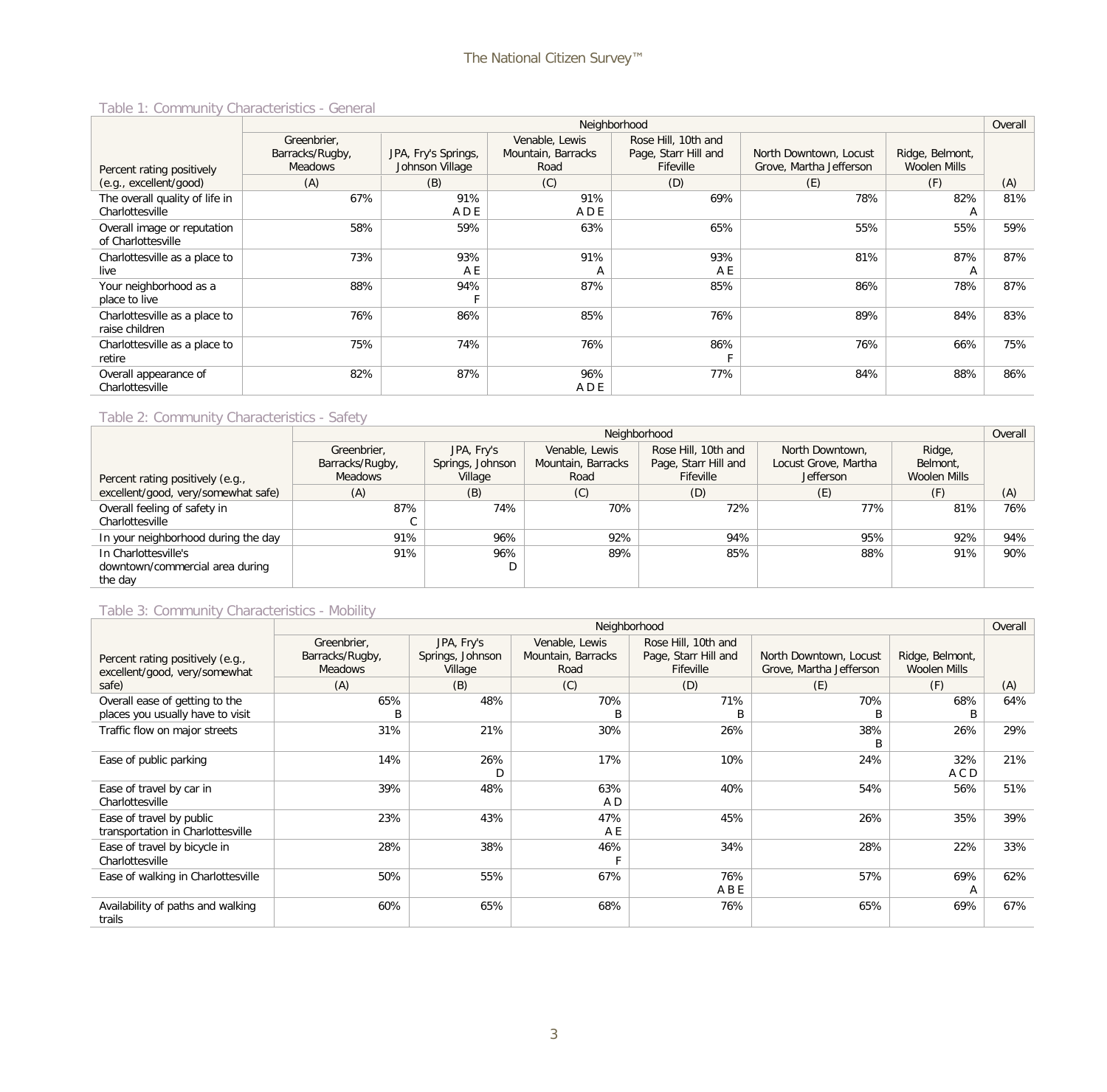Table 1: Community Characteristics - General

| Percent rating positively (e.g., excellent/good) | Neighborhood | | | | | | Overall |
|---|---|---|---|---|---|---|---|
| | Greenbrier, Barracks/Rugby, Meadows | JPA, Fry's Springs, Johnson Village | Venable, Lewis Mountain, Barracks Road | Rose Hill, 10th and Page, Starr Hill and Fifeville | North Downtown, Locust Grove, Martha Jefferson | Ridge, Belmont, Woolen Mills | |
| | (A) | (B) | (C) | (D) | (E) | (F) | (A) |
| The overall quality of life in Charlottesville | 67% | 91% A D E | 91% A D E | 69% | 78% | 82% A | 81% |
| Overall image or reputation of Charlottesville | 58% | 59% | 63% | 65% | 55% | 55% | 59% |
| Charlottesville as a place to live | 73% | 93% A E | 91% A | 93% A E | 81% | 87% A | 87% |
| Your neighborhood as a place to live | 88% | 94% F | 87% | 85% | 86% | 78% | 87% |
| Charlottesville as a place to raise children | 76% | 86% | 85% | 76% | 89% | 84% | 83% |
| Charlottesville as a place to retire | 75% | 74% | 76% | 86% F | 76% | 66% | 75% |
| Overall appearance of Charlottesville | 82% | 87% | 96% A D E | 77% | 84% | 88% | 86% |

Table 2: Community Characteristics - Safety

| Percent rating positively (e.g., excellent/good, very/somewhat safe) | Neighborhood | | | | | | Overall |
|---|---|---|---|---|---|---|---|
| | Greenbrier, Barracks/Rugby, Meadows | JPA, Fry's Springs, Johnson Village | Venable, Lewis Mountain, Barracks Road | Rose Hill, 10th and Page, Starr Hill and Fifeville | North Downtown, Locust Grove, Martha Jefferson | Ridge, Belmont, Woolen Mills | |
| | (A) | (B) | (C) | (D) | (E) | (F) | (A) |
| Overall feeling of safety in Charlottesville | 87% C | 74% | 70% | 72% | 77% | 81% | 76% |
| In your neighborhood during the day | 91% | 96% | 92% | 94% | 95% | 92% | 94% |
| In Charlottesville's downtown/commercial area during the day | 91% | 96% D | 89% | 85% | 88% | 91% | 90% |

Table 3: Community Characteristics - Mobility

| Percent rating positively (e.g., excellent/good, very/somewhat safe) | Neighborhood | | | | | | Overall |
|---|---|---|---|---|---|---|---|
| | Greenbrier, Barracks/Rugby, Meadows | JPA, Fry's Springs, Johnson Village | Venable, Lewis Mountain, Barracks Road | Rose Hill, 10th and Page, Starr Hill and Fifeville | North Downtown, Locust Grove, Martha Jefferson | Ridge, Belmont, Woolen Mills | |
| | (A) | (B) | (C) | (D) | (E) | (F) | (A) |
| Overall ease of getting to the places you usually have to visit | 65% B | 48% | 70% B | 71% B | 70% B | 68% B | 64% |
| Traffic flow on major streets | 31% | 21% | 30% | 26% | 38% B | 26% | 29% |
| Ease of public parking | 14% | 26% D | 17% | 10% | 24% | 32% A C D | 21% |
| Ease of travel by car in Charlottesville | 39% | 48% | 63% A D | 40% | 54% | 56% | 51% |
| Ease of travel by public transportation in Charlottesville | 23% | 43% | 47% A E | 45% | 26% | 35% | 39% |
| Ease of travel by bicycle in Charlottesville | 28% | 38% | 46% F | 34% | 28% | 22% | 33% |
| Ease of walking in Charlottesville | 50% | 55% | 67% | 76% A B E | 57% | 69% A | 62% |
| Availability of paths and walking trails | 60% | 65% | 68% | 76% | 65% | 69% | 67% |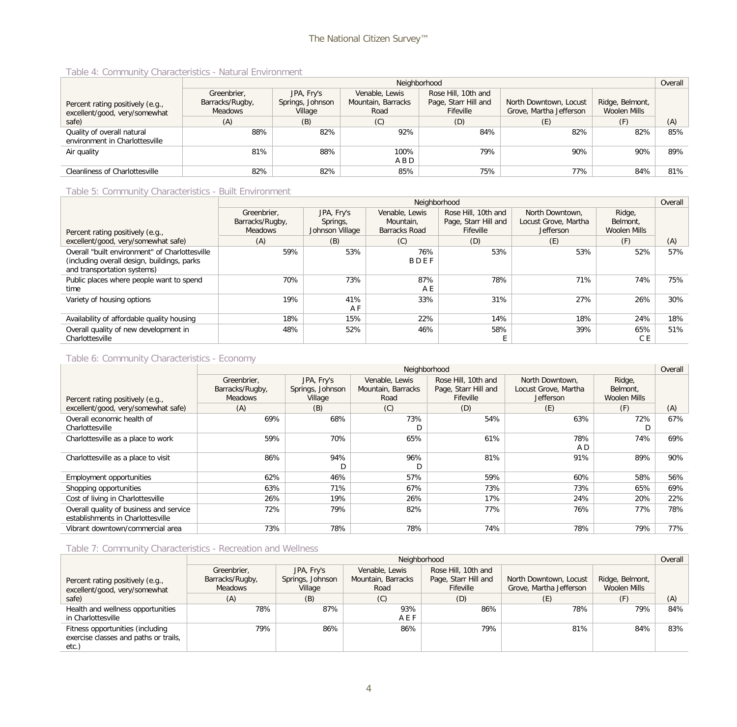Table 4: Community Characteristics - Natural Environment

| Percent rating positively (e.g., excellent/good, very/somewhat safe) | Neighborhood | | | | | | Overall |
|---|---|---|---|---|---|---|---|
| | Greenbrier, Barracks/Rugby, Meadows | JPA, Fry's Springs, Johnson Village | Venable, Lewis Mountain, Barracks Road | Rose Hill, 10th and Page, Starr Hill and Fifeville | North Downtown, Locust Grove, Martha Jefferson | Ridge, Belmont, Woolen Mills | |
| | (A) | (B) | (C) | (D) | (E) | (F) | (A) |
| Quality of overall natural environment in Charlottesville | 88% | 82% | 92% | 84% | 82% | 82% | 85% |
| Air quality | 81% | 88% | 100% A B D | 79% | 90% | 90% | 89% |
| Cleanliness of Charlottesville | 82% | 82% | 85% | 75% | 77% | 84% | 81% |

Table 5: Community Characteristics - Built Environment

| Percent rating positively (e.g., excellent/good, very/somewhat safe) | Neighborhood | | | | | | Overall |
|---|---|---|---|---|---|---|---|
| | Greenbrier, Barracks/Rugby, Meadows | JPA, Fry's Springs, Johnson Village | Venable, Lewis Mountain, Barracks Road | Rose Hill, 10th and Page, Starr Hill and Fifeville | North Downtown, Locust Grove, Martha Jefferson | Ridge, Belmont, Woolen Mills | |
| | (A) | (B) | (C) | (D) | (E) | (F) | (A) |
| Overall "built environment" of Charlottesville (including overall design, buildings, parks and transportation systems) | 59% | 53% | 76% B D E F | 53% | 53% | 52% | 57% |
| Public places where people want to spend time | 70% | 73% | 87% A E | 78% | 71% | 74% | 75% |
| Variety of housing options | 19% | 41% A F | 33% | 31% | 27% | 26% | 30% |
| Availability of affordable quality housing | 18% | 15% | 22% | 14% | 18% | 24% | 18% |
| Overall quality of new development in Charlottesville | 48% | 52% | 46% | 58% E | 39% | 65% C E | 51% |

Table 6: Community Characteristics - Economy

| Percent rating positively (e.g., excellent/good, very/somewhat safe) | Neighborhood | | | | | | Overall |
|---|---|---|---|---|---|---|---|
| | Greenbrier, Barracks/Rugby, Meadows | JPA, Fry's Springs, Johnson Village | Venable, Lewis Mountain, Barracks Road | Rose Hill, 10th and Page, Starr Hill and Fifeville | North Downtown, Locust Grove, Martha Jefferson | Ridge, Belmont, Woolen Mills | |
| | (A) | (B) | (C) | (D) | (E) | (F) | (A) |
| Overall economic health of Charlottesville | 69% | 68% | 73% D | 54% | 63% | 72% D | 67% |
| Charlottesville as a place to work | 59% | 70% | 65% | 61% | 78% A D | 74% | 69% |
| Charlottesville as a place to visit | 86% | 94% D | 96% D | 81% | 91% | 89% | 90% |
| Employment opportunities | 62% | 46% | 57% | 59% | 60% | 58% | 56% |
| Shopping opportunities | 63% | 71% | 67% | 73% | 73% | 65% | 69% |
| Cost of living in Charlottesville | 26% | 19% | 26% | 17% | 24% | 20% | 22% |
| Overall quality of business and service establishments in Charlottesville | 72% | 79% | 82% | 77% | 76% | 77% | 78% |
| Vibrant downtown/commercial area | 73% | 78% | 78% | 74% | 78% | 79% | 77% |

Table 7: Community Characteristics - Recreation and Wellness

| Percent rating positively (e.g., excellent/good, very/somewhat safe) | Neighborhood | | | | | | Overall |
|---|---|---|---|---|---|---|---|
| | Greenbrier, Barracks/Rugby, Meadows | JPA, Fry's Springs, Johnson Village | Venable, Lewis Mountain, Barracks Road | Rose Hill, 10th and Page, Starr Hill and Fifeville | North Downtown, Locust Grove, Martha Jefferson | Ridge, Belmont, Woolen Mills | |
| | (A) | (B) | (C) | (D) | (E) | (F) | (A) |
| Health and wellness opportunities in Charlottesville | 78% | 87% | 93% A E F | 86% | 78% | 79% | 84% |
| Fitness opportunities (including exercise classes and paths or trails, etc.) | 79% | 86% | 86% | 79% | 81% | 84% | 83% |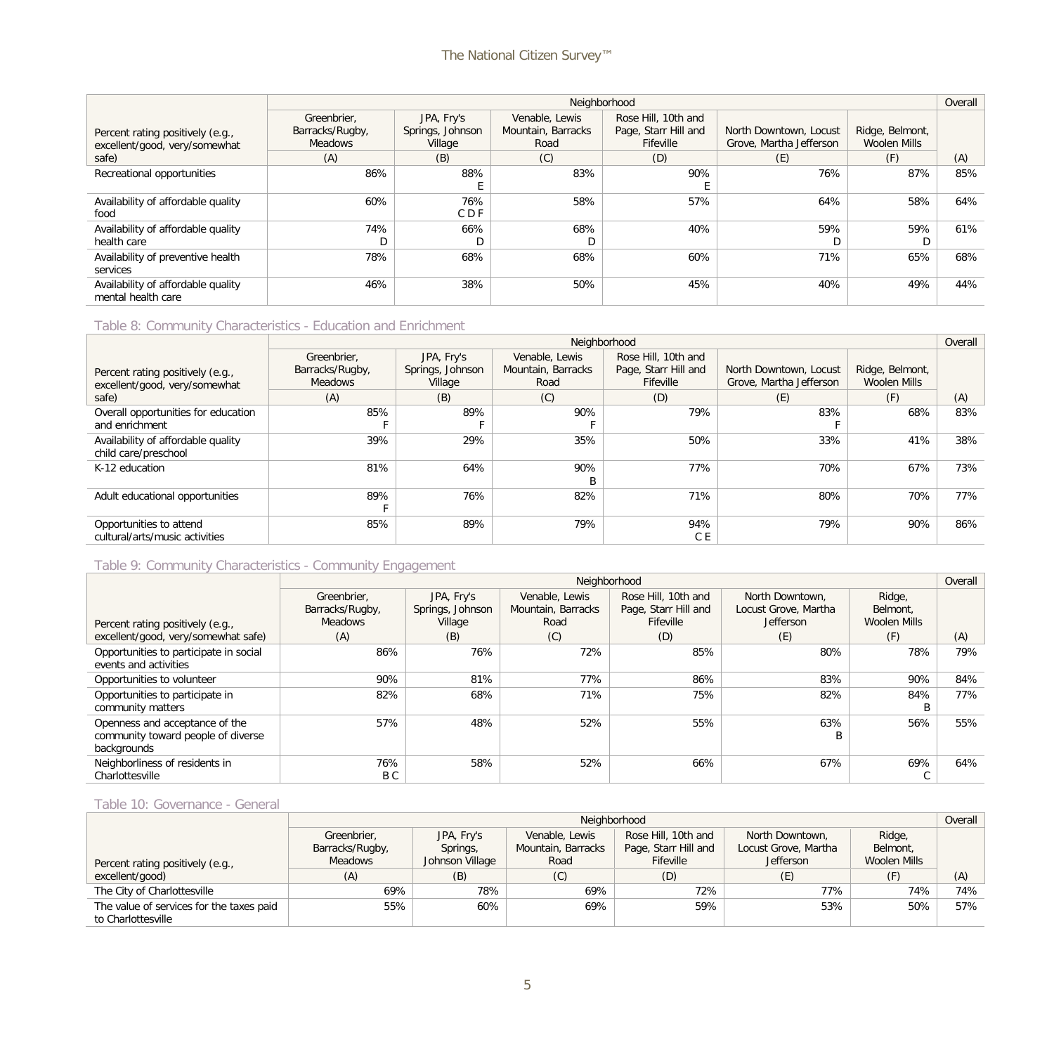| Percent rating positively (e.g., excellent/good, very/somewhat safe) | Neighborhood | | | | | | Overall |
|---|---|---|---|---|---|---|---|
| | Greenbrier, Barracks/Rugby, Meadows | JPA, Fry's Springs, Johnson Village | Venable, Lewis Mountain, Barracks Road | Rose Hill, 10th and Page, Starr Hill and Fifeville | North Downtown, Locust Grove, Martha Jefferson | Ridge, Belmont, Woolen Mills | |
| | (A) | (B) | (C) | (D) | (E) | (F) | (A) |
| Recreational opportunities | 86% | 88% E | 83% | 90% E | 76% | 87% | 85% |
| Availability of affordable quality food | 60% | 76% C D F | 58% | 57% | 64% | 58% | 64% |
| Availability of affordable quality health care | 74% D | 66% D | 68% D | 40% | 59% D | 59% D | 61% |
| Availability of preventive health services | 78% | 68% | 68% | 60% | 71% | 65% | 68% |
| Availability of affordable quality mental health care | 46% | 38% | 50% | 45% | 40% | 49% | 44% |

Table 8: Community Characteristics - Education and Enrichment

| Percent rating positively (e.g., excellent/good, very/somewhat safe) | Neighborhood | | | | | | Overall |
|---|---|---|---|---|---|---|---|
| | Greenbrier, Barracks/Rugby, Meadows | JPA, Fry's Springs, Johnson Village | Venable, Lewis Mountain, Barracks Road | Rose Hill, 10th and Page, Starr Hill and Fifeville | North Downtown, Locust Grove, Martha Jefferson | Ridge, Belmont, Woolen Mills | |
| | (A) | (B) | (C) | (D) | (E) | (F) | (A) |
| Overall opportunities for education and enrichment | 85% F | 89% F | 90% F | 79% | 83% F | 68% | 83% |
| Availability of affordable quality child care/preschool | 39% | 29% | 35% | 50% | 33% | 41% | 38% |
| K-12 education | 81% | 64% | 90% B | 77% | 70% | 67% | 73% |
| Adult educational opportunities | 89% F | 76% | 82% | 71% | 80% | 70% | 77% |
| Opportunities to attend cultural/arts/music activities | 85% | 89% | 79% | 94% C E | 79% | 90% | 86% |

Table 9: Community Characteristics - Community Engagement

| Percent rating positively (e.g., excellent/good, very/somewhat safe) | Neighborhood | | | | | | Overall |
|---|---|---|---|---|---|---|---|
| | Greenbrier, Barracks/Rugby, Meadows | JPA, Fry's Springs, Johnson Village | Venable, Lewis Mountain, Barracks Road | Rose Hill, 10th and Page, Starr Hill and Fifeville | North Downtown, Locust Grove, Martha Jefferson | Ridge, Belmont, Woolen Mills | |
| | (A) | (B) | (C) | (D) | (E) | (F) | (A) |
| Opportunities to participate in social events and activities | 86% | 76% | 72% | 85% | 80% | 78% | 79% |
| Opportunities to volunteer | 90% | 81% | 77% | 86% | 83% | 90% | 84% |
| Opportunities to participate in community matters | 82% | 68% | 71% | 75% | 82% | 84% B | 77% |
| Openness and acceptance of the community toward people of diverse backgrounds | 57% | 48% | 52% | 55% | 63% B | 56% | 55% |
| Neighborliness of residents in Charlottesville | 76% B C | 58% | 52% | 66% | 67% | 69% C | 64% |

Table 10: Governance - General

| Percent rating positively (e.g., excellent/good) | Neighborhood | | | | | | Overall |
|---|---|---|---|---|---|---|---|
| | Greenbrier, Barracks/Rugby, Meadows | JPA, Fry's Springs, Johnson Village | Venable, Lewis Mountain, Barracks Road | Rose Hill, 10th and Page, Starr Hill and Fifeville | North Downtown, Locust Grove, Martha Jefferson | Ridge, Belmont, Woolen Mills | |
| | (A) | (B) | (C) | (D) | (E) | (F) | (A) |
| The City of Charlottesville | 69% | 78% | 69% | 72% | 77% | 74% | 74% |
| The value of services for the taxes paid to Charlottesville | 55% | 60% | 69% | 59% | 53% | 50% | 57% |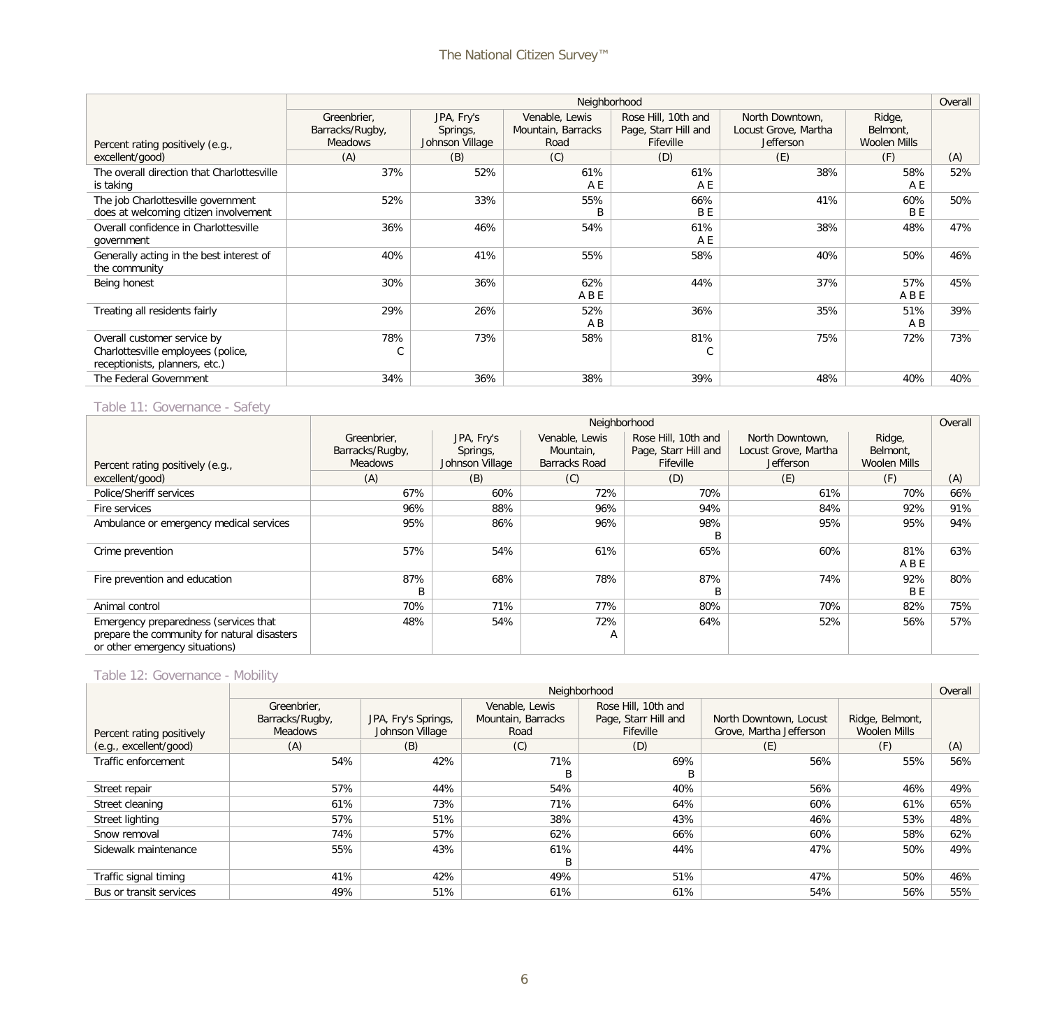| Percent rating positively (e.g., excellent/good) | Neighborhood | | | | | | Overall |
|---|---|---|---|---|---|---|---|
| | Greenbrier, Barracks/Rugby, Meadows | JPA, Fry's Springs, Johnson Village | Venable, Lewis Mountain, Barracks Road | Rose Hill, 10th and Page, Starr Hill and Fifeville | North Downtown, Locust Grove, Martha Jefferson | Ridge, Belmont, Woolen Mills | |
| | (A) | (B) | (C) | (D) | (E) | (F) | (A) |
| The overall direction that Charlottesville is taking | 37% | 52% | 61% A E | 61% A E | 38% | 58% A E | 52% |
| The job Charlottesville government does at welcoming citizen involvement | 52% | 33% | 55% B | 66% B E | 41% | 60% B E | 50% |
| Overall confidence in Charlottesville government | 36% | 46% | 54% | 61% A E | 38% | 48% | 47% |
| Generally acting in the best interest of the community | 40% | 41% | 55% | 58% | 40% | 50% | 46% |
| Being honest | 30% | 36% | 62% A B E | 44% | 37% | 57% A B E | 45% |
| Treating all residents fairly | 29% | 26% | 52% A B | 36% | 35% | 51% A B | 39% |
| Overall customer service by Charlottesville employees (police, receptionists, planners, etc.) | 78% C | 73% | 58% | 81% C | 75% | 72% | 73% |
| The Federal Government | 34% | 36% | 38% | 39% | 48% | 40% | 40% |

Table 11: Governance - Safety

| Percent rating positively (e.g., excellent/good) | Neighborhood | | | | | | Overall |
|---|---|---|---|---|---|---|---|
| | Greenbrier, Barracks/Rugby, Meadows | JPA, Fry's Springs, Johnson Village | Venable, Lewis Mountain, Barracks Road | Rose Hill, 10th and Page, Starr Hill and Fifeville | North Downtown, Locust Grove, Martha Jefferson | Ridge, Belmont, Woolen Mills | |
| | (A) | (B) | (C) | (D) | (E) | (F) | (A) |
| Police/Sheriff services | 67% | 60% | 72% | 70% | 61% | 70% | 66% |
| Fire services | 96% | 88% | 96% | 94% | 84% | 92% | 91% |
| Ambulance or emergency medical services | 95% | 86% | 96% | 98% B | 95% | 95% | 94% |
| Crime prevention | 57% | 54% | 61% | 65% | 60% | 81% A B E | 63% |
| Fire prevention and education | 87% B | 68% | 78% | 87% B | 74% | 92% B E | 80% |
| Animal control | 70% | 71% | 77% | 80% | 70% | 82% | 75% |
| Emergency preparedness (services that prepare the community for natural disasters or other emergency situations) | 48% | 54% | 72% A | 64% | 52% | 56% | 57% |

Table 12: Governance - Mobility

| Percent rating positively (e.g., excellent/good) | Neighborhood | | | | | | Overall |
|---|---|---|---|---|---|---|---|
| | Greenbrier, Barracks/Rugby, Meadows | JPA, Fry's Springs, Johnson Village | Venable, Lewis Mountain, Barracks Road | Rose Hill, 10th and Page, Starr Hill and Fifeville | North Downtown, Locust Grove, Martha Jefferson | Ridge, Belmont, Woolen Mills | |
| | (A) | (B) | (C) | (D) | (E) | (F) | (A) |
| Traffic enforcement | 54% | 42% | 71% B | 69% B | 56% | 55% | 56% |
| Street repair | 57% | 44% | 54% | 40% | 56% | 46% | 49% |
| Street cleaning | 61% | 73% | 71% | 64% | 60% | 61% | 65% |
| Street lighting | 57% | 51% | 38% | 43% | 46% | 53% | 48% |
| Snow removal | 74% | 57% | 62% | 66% | 60% | 58% | 62% |
| Sidewalk maintenance | 55% | 43% | 61% B | 44% | 47% | 50% | 49% |
| Traffic signal timing | 41% | 42% | 49% | 51% | 47% | 50% | 46% |
| Bus or transit services | 49% | 51% | 61% | 61% | 54% | 56% | 55% |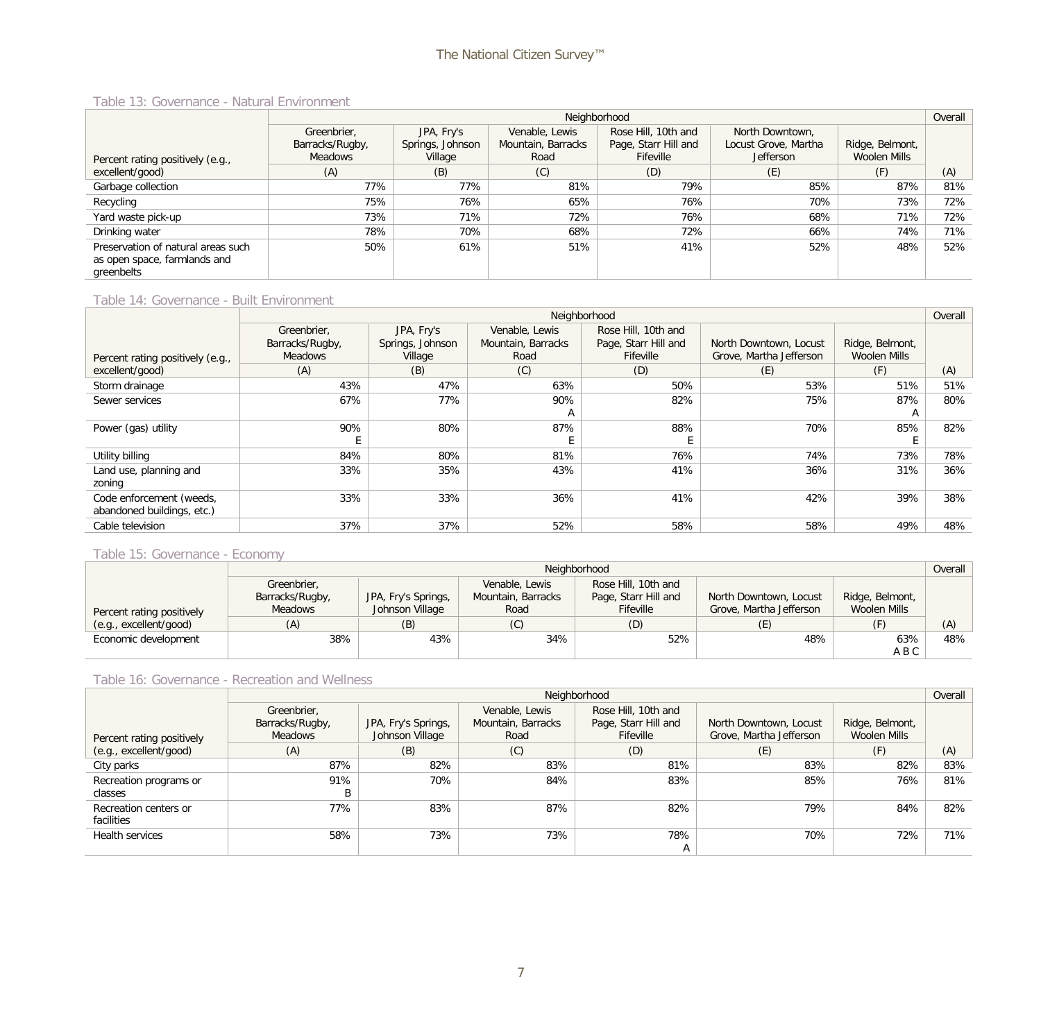Table 13: Governance - Natural Environment

| Percent rating positively (e.g., excellent/good) | Neighborhood | | | | | | Overall |
|---|---|---|---|---|---|---|---|
| | Greenbrier, Barracks/Rugby, Meadows | JPA, Fry's Springs, Johnson Village | Venable, Lewis Mountain, Barracks Road | Rose Hill, 10th and Page, Starr Hill and Fifeville | North Downtown, Locust Grove, Martha Jefferson | Ridge, Belmont, Woolen Mills | |
| | (A) | (B) | (C) | (D) | (E) | (F) | (A) |
| Garbage collection | 77% | 77% | 81% | 79% | 85% | 87% | 81% |
| Recycling | 75% | 76% | 65% | 76% | 70% | 73% | 72% |
| Yard waste pick-up | 73% | 71% | 72% | 76% | 68% | 71% | 72% |
| Drinking water | 78% | 70% | 68% | 72% | 66% | 74% | 71% |
| Preservation of natural areas such as open space, farmlands and greenbelts | 50% | 61% | 51% | 41% | 52% | 48% | 52% |

Table 14: Governance - Built Environment

| Percent rating positively (e.g., excellent/good) | Neighborhood | | | | | | Overall |
|---|---|---|---|---|---|---|---|
| | Greenbrier, Barracks/Rugby, Meadows | JPA, Fry's Springs, Johnson Village | Venable, Lewis Mountain, Barracks Road | Rose Hill, 10th and Page, Starr Hill and Fifeville | North Downtown, Locust Grove, Martha Jefferson | Ridge, Belmont, Woolen Mills | |
| | (A) | (B) | (C) | (D) | (E) | (F) | (A) |
| Storm drainage | 43% | 47% | 63% | 50% | 53% | 51% | 51% |
| Sewer services | 67% | 77% | 90% A | 82% | 75% | 87% A | 80% |
| Power (gas) utility | 90% E | 80% | 87% E | 88% E | 70% | 85% E | 82% |
| Utility billing | 84% | 80% | 81% | 76% | 74% | 73% | 78% |
| Land use, planning and zoning | 33% | 35% | 43% | 41% | 36% | 31% | 36% |
| Code enforcement (weeds, abandoned buildings, etc.) | 33% | 33% | 36% | 41% | 42% | 39% | 38% |
| Cable television | 37% | 37% | 52% | 58% | 58% | 49% | 48% |

Table 15: Governance - Economy

| Percent rating positively (e.g., excellent/good) | Neighborhood | | | | | | Overall |
|---|---|---|---|---|---|---|---|
| | Greenbrier, Barracks/Rugby, Meadows | JPA, Fry's Springs, Johnson Village | Venable, Lewis Mountain, Barracks Road | Rose Hill, 10th and Page, Starr Hill and Fifeville | North Downtown, Locust Grove, Martha Jefferson | Ridge, Belmont, Woolen Mills | |
| | (A) | (B) | (C) | (D) | (E) | (F) | (A) |
| Economic development | 38% | 43% | 34% | 52% | 48% | 63% A B C | 48% |

Table 16: Governance - Recreation and Wellness

| Percent rating positively (e.g., excellent/good) | Neighborhood | | | | | | Overall |
|---|---|---|---|---|---|---|---|
| | Greenbrier, Barracks/Rugby, Meadows | JPA, Fry's Springs, Johnson Village | Venable, Lewis Mountain, Barracks Road | Rose Hill, 10th and Page, Starr Hill and Fifeville | North Downtown, Locust Grove, Martha Jefferson | Ridge, Belmont, Woolen Mills | |
| | (A) | (B) | (C) | (D) | (E) | (F) | (A) |
| City parks | 87% | 82% | 83% | 81% | 83% | 82% | 83% |
| Recreation programs or classes | 91% B | 70% | 84% | 83% | 85% | 76% | 81% |
| Recreation centers or facilities | 77% | 83% | 87% | 82% | 79% | 84% | 82% |
| Health services | 58% | 73% | 73% | 78% A | 70% | 72% | 71% |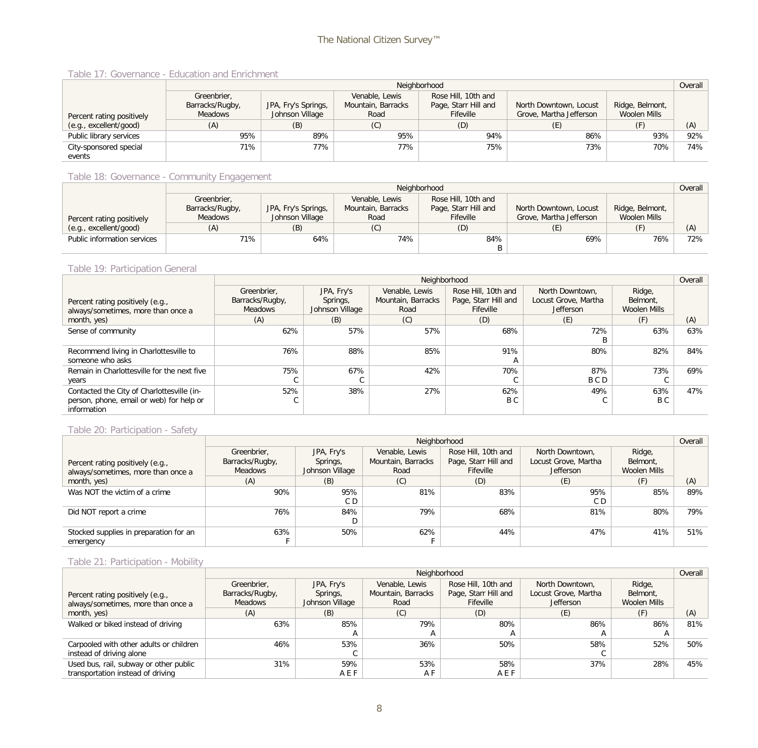### Table 17: Governance - Education and Enrichment

| Percent rating positively (e.g., excellent/good) | Neighborhood | | | | | | Overall |
|---|---|---|---|---|---|---|---|
| | Greenbrier, Barracks/Rugby, Meadows | JPA, Fry's Springs, Johnson Village | Venable, Lewis Mountain, Barracks Road | Rose Hill, 10th and Page, Starr Hill and Fifeville | North Downtown, Locust Grove, Martha Jefferson | Ridge, Belmont, Woolen Mills | |
| | (A) | (B) | (C) | (D) | (E) | (F) | (A) |
| Public library services | 95% | 89% | 95% | 94% | 86% | 93% | 92% |
| City-sponsored special events | 71% | 77% | 77% | 75% | 73% | 70% | 74% |

### Table 18: Governance - Community Engagement

| Percent rating positively (e.g., excellent/good) | Neighborhood | | | | | | Overall |
|---|---|---|---|---|---|---|---|
| | Greenbrier, Barracks/Rugby, Meadows | JPA, Fry's Springs, Johnson Village | Venable, Lewis Mountain, Barracks Road | Rose Hill, 10th and Page, Starr Hill and Fifeville | North Downtown, Locust Grove, Martha Jefferson | Ridge, Belmont, Woolen Mills | |
| | (A) | (B) | (C) | (D) | (E) | (F) | (A) |
| Public information services | 71% | 64% | 74% | 84% B | 69% | 76% | 72% |

### Table 19: Participation General

| Percent rating positively (e.g., always/sometimes, more than once a month, yes) | Neighborhood | | | | | | Overall |
|---|---|---|---|---|---|---|---|
| | Greenbrier, Barracks/Rugby, Meadows | JPA, Fry's Springs, Johnson Village | Venable, Lewis Mountain, Barracks Road | Rose Hill, 10th and Page, Starr Hill and Fifeville | North Downtown, Locust Grove, Martha Jefferson | Ridge, Belmont, Woolen Mills | |
| | (A) | (B) | (C) | (D) | (E) | (F) | (A) |
| Sense of community | 62% | 57% | 57% | 68% | 72% B | 63% | 63% |
| Recommend living in Charlottesville to someone who asks | 76% | 88% | 85% | 91% A | 80% | 82% | 84% |
| Remain in Charlottesville for the next five years | 75% C | 67% C | 42% | 70% C | 87% B C D | 73% C | 69% |
| Contacted the City of Charlottesville (in-person, phone, email or web) for help or information | 52% C | 38% | 27% | 62% B C | 49% C | 63% B C | 47% |

### Table 20: Participation - Safety

| Percent rating positively (e.g., always/sometimes, more than once a month, yes) | Neighborhood | | | | | | Overall |
|---|---|---|---|---|---|---|---|
| | Greenbrier, Barracks/Rugby, Meadows | JPA, Fry's Springs, Johnson Village | Venable, Lewis Mountain, Barracks Road | Rose Hill, 10th and Page, Starr Hill and Fifeville | North Downtown, Locust Grove, Martha Jefferson | Ridge, Belmont, Woolen Mills | |
| | (A) | (B) | (C) | (D) | (E) | (F) | (A) |
| Was NOT the victim of a crime | 90% | 95% C D | 81% | 83% | 95% C D | 85% | 89% |
| Did NOT report a crime | 76% | 84% D | 79% | 68% | 81% | 80% | 79% |
| Stocked supplies in preparation for an emergency | 63% F | 50% | 62% F | 44% | 47% | 41% | 51% |

### Table 21: Participation - Mobility

| Percent rating positively (e.g., always/sometimes, more than once a month, yes) | Neighborhood | | | | | | Overall |
|---|---|---|---|---|---|---|---|
| | Greenbrier, Barracks/Rugby, Meadows | JPA, Fry's Springs, Johnson Village | Venable, Lewis Mountain, Barracks Road | Rose Hill, 10th and Page, Starr Hill and Fifeville | North Downtown, Locust Grove, Martha Jefferson | Ridge, Belmont, Woolen Mills | |
| | (A) | (B) | (C) | (D) | (E) | (F) | (A) |
| Walked or biked instead of driving | 63% | 85% A | 79% A | 80% A | 86% A | 86% A | 81% |
| Carpooled with other adults or children instead of driving alone | 46% | 53% C | 36% | 50% | 58% C | 52% | 50% |
| Used bus, rail, subway or other public transportation instead of driving | 31% | 59% A E F | 53% A F | 58% A E F | 37% | 28% | 45% |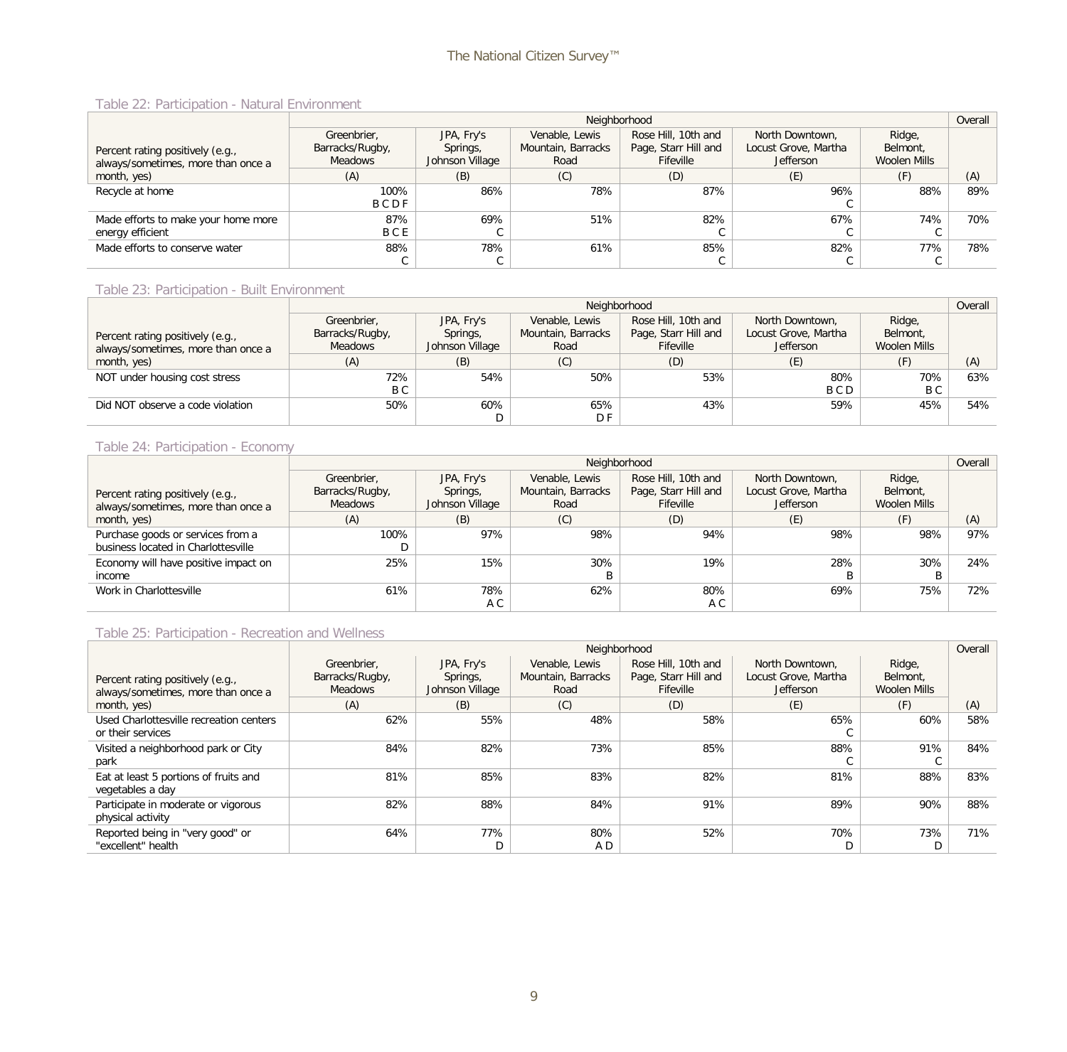Table 22: Participation - Natural Environment

| Percent rating positively (e.g., always/sometimes, more than once a month, yes) | Neighborhood | | | | | | Overall |
|---|---|---|---|---|---|---|---|
| | Greenbrier, Barracks/Rugby, Meadows | JPA, Fry's Springs, Johnson Village | Venable, Lewis Mountain, Barracks Road | Rose Hill, 10th and Page, Starr Hill and Fifeville | North Downtown, Locust Grove, Martha Jefferson | Ridge, Belmont, Woolen Mills | |
| | (A) | (B) | (C) | (D) | (E) | (F) | (A) |
| Recycle at home | 100% B C D F | 86% | 78% | 87% | 96% C | 88% | 89% |
| Made efforts to make your home more energy efficient | 87% B C E | 69% C | 51% | 82% C | 67% C | 74% C | 70% |
| Made efforts to conserve water | 88% C | 78% C | 61% | 85% C | 82% C | 77% C | 78% |

Table 23: Participation - Built Environment

| Percent rating positively (e.g., always/sometimes, more than once a month, yes) | Neighborhood | | | | | | Overall |
|---|---|---|---|---|---|---|---|
| | Greenbrier, Barracks/Rugby, Meadows | JPA, Fry's Springs, Johnson Village | Venable, Lewis Mountain, Barracks Road | Rose Hill, 10th and Page, Starr Hill and Fifeville | North Downtown, Locust Grove, Martha Jefferson | Ridge, Belmont, Woolen Mills | |
| | (A) | (B) | (C) | (D) | (E) | (F) | (A) |
| NOT under housing cost stress | 72% B C | 54% | 50% | 53% | 80% B C D | 70% B C | 63% |
| Did NOT observe a code violation | 50% | 60% D | 65% D F | 43% | 59% | 45% | 54% |

Table 24: Participation - Economy

| Percent rating positively (e.g., always/sometimes, more than once a month, yes) | Neighborhood | | | | | | Overall |
|---|---|---|---|---|---|---|---|
| | Greenbrier, Barracks/Rugby, Meadows | JPA, Fry's Springs, Johnson Village | Venable, Lewis Mountain, Barracks Road | Rose Hill, 10th and Page, Starr Hill and Fifeville | North Downtown, Locust Grove, Martha Jefferson | Ridge, Belmont, Woolen Mills | |
| | (A) | (B) | (C) | (D) | (E) | (F) | (A) |
| Purchase goods or services from a business located in Charlottesville | 100% D | 97% | 98% | 94% | 98% | 98% | 97% |
| Economy will have positive impact on income | 25% | 15% | 30% B | 19% | 28% B | 30% B | 24% |
| Work in Charlottesville | 61% | 78% A C | 62% | 80% A C | 69% | 75% | 72% |

Table 25: Participation - Recreation and Wellness

| Percent rating positively (e.g., always/sometimes, more than once a month, yes) | Neighborhood | | | | | | Overall |
|---|---|---|---|---|---|---|---|
| | Greenbrier, Barracks/Rugby, Meadows | JPA, Fry's Springs, Johnson Village | Venable, Lewis Mountain, Barracks Road | Rose Hill, 10th and Page, Starr Hill and Fifeville | North Downtown, Locust Grove, Martha Jefferson | Ridge, Belmont, Woolen Mills | |
| | (A) | (B) | (C) | (D) | (E) | (F) | (A) |
| Used Charlottesville recreation centers or their services | 62% | 55% | 48% | 58% | 65% C | 60% | 58% |
| Visited a neighborhood park or City park | 84% | 82% | 73% | 85% | 88% C | 91% C | 84% |
| Eat at least 5 portions of fruits and vegetables a day | 81% | 85% | 83% | 82% | 81% | 88% | 83% |
| Participate in moderate or vigorous physical activity | 82% | 88% | 84% | 91% | 89% | 90% | 88% |
| Reported being in "very good" or "excellent" health | 64% | 77% D | 80% A D | 52% | 70% D | 73% D | 71% |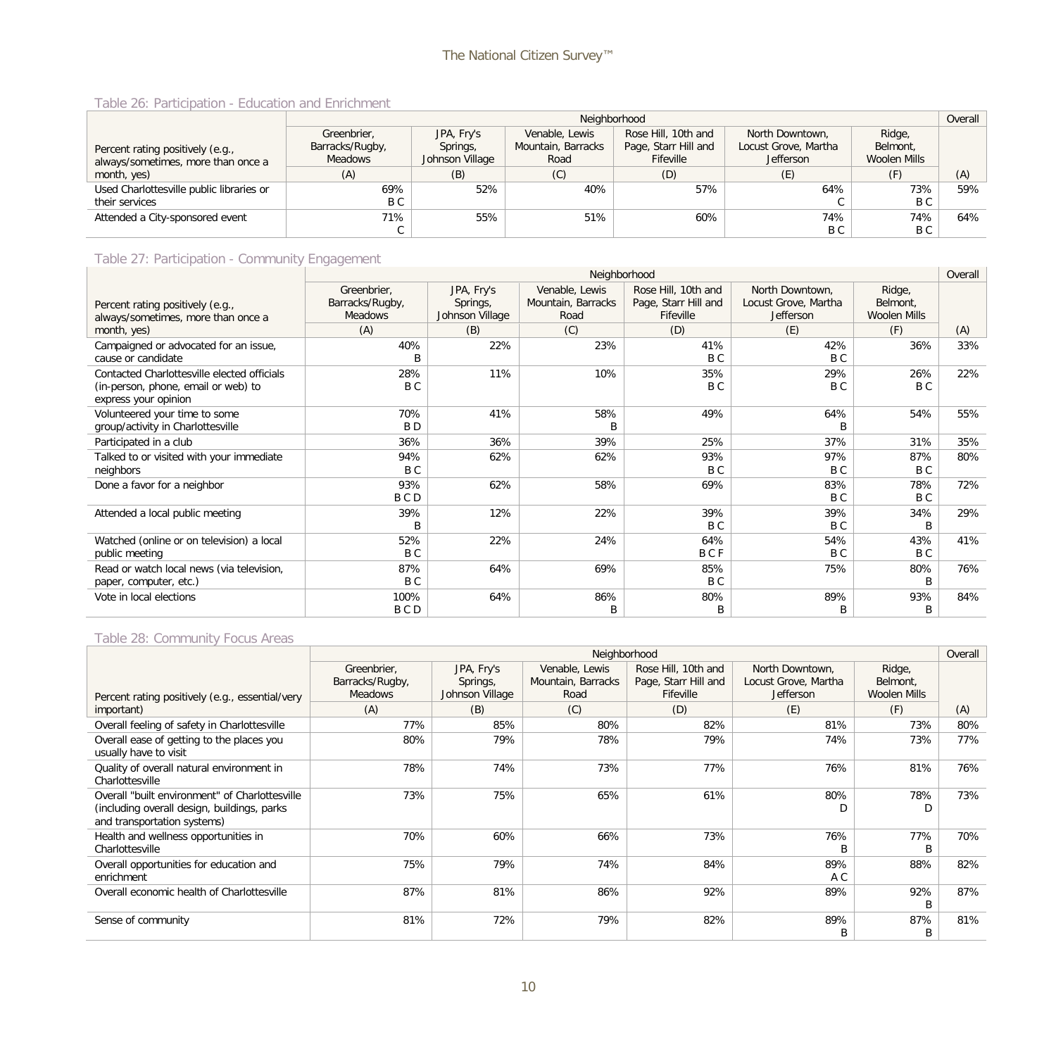Table 26: Participation - Education and Enrichment

| Percent rating positively (e.g., always/sometimes, more than once a month, yes) | Neighborhood | | | | | | Overall |
|---|---|---|---|---|---|---|---|
| | Greenbrier, Barracks/Rugby, Meadows | JPA, Fry's Springs, Johnson Village | Venable, Lewis Mountain, Barracks Road | Rose Hill, 10th and Page, Starr Hill and Fifeville | North Downtown, Locust Grove, Martha Jefferson | Ridge, Belmont, Woolen Mills | |
| | (A) | (B) | (C) | (D) | (E) | (F) | (A) |
| Used Charlottesville public libraries or their services | 69% B C | 52% | 40% | 57% | 64% C | 73% B C | 59% |
| Attended a City-sponsored event | 71% C | 55% | 51% | 60% | 74% B C | 74% B C | 64% |

Table 27: Participation - Community Engagement

| Percent rating positively (e.g., always/sometimes, more than once a month, yes) | Neighborhood | | | | | | Overall |
|---|---|---|---|---|---|---|---|
| | Greenbrier, Barracks/Rugby, Meadows | JPA, Fry's Springs, Johnson Village | Venable, Lewis Mountain, Barracks Road | Rose Hill, 10th and Page, Starr Hill and Fifeville | North Downtown, Locust Grove, Martha Jefferson | Ridge, Belmont, Woolen Mills | |
| | (A) | (B) | (C) | (D) | (E) | (F) | (A) |
| Campaigned or advocated for an issue, cause or candidate | 40% B | 22% | 23% | 41% B C | 42% B C | 36% | 33% |
| Contacted Charlottesville elected officials (in-person, phone, email or web) to express your opinion | 28% B C | 11% | 10% | 35% B C | 29% B C | 26% B C | 22% |
| Volunteered your time to some group/activity in Charlottesville | 70% B D | 41% | 58% B | 49% | 64% B | 54% | 55% |
| Participated in a club | 36% | 36% | 39% | 25% | 37% | 31% | 35% |
| Talked to or visited with your immediate neighbors | 94% B C | 62% | 62% | 93% B C | 97% B C | 87% B C | 80% |
| Done a favor for a neighbor | 93% B C D | 62% | 58% | 69% | 83% B C | 78% B C | 72% |
| Attended a local public meeting | 39% B | 12% | 22% | 39% B C | 39% B C | 34% B | 29% |
| Watched (online or on television) a local public meeting | 52% B C | 22% | 24% | 64% B C F | 54% B C | 43% B C | 41% |
| Read or watch local news (via television, paper, computer, etc.) | 87% B C | 64% | 69% | 85% B C | 75% | 80% B | 76% |
| Vote in local elections | 100% B C D | 64% | 86% B | 80% B | 89% B | 93% B | 84% |

Table 28: Community Focus Areas

| Percent rating positively (e.g., essential/very important) | Neighborhood | | | | | | Overall |
|---|---|---|---|---|---|---|---|
| | Greenbrier, Barracks/Rugby, Meadows | JPA, Fry's Springs, Johnson Village | Venable, Lewis Mountain, Barracks Road | Rose Hill, 10th and Page, Starr Hill and Fifeville | North Downtown, Locust Grove, Martha Jefferson | Ridge, Belmont, Woolen Mills | |
| | (A) | (B) | (C) | (D) | (E) | (F) | (A) |
| Overall feeling of safety in Charlottesville | 77% | 85% | 80% | 82% | 81% | 73% | 80% |
| Overall ease of getting to the places you usually have to visit | 80% | 79% | 78% | 79% | 74% | 73% | 77% |
| Quality of overall natural environment in Charlottesville | 78% | 74% | 73% | 77% | 76% | 81% | 76% |
| Overall "built environment" of Charlottesville (including overall design, buildings, parks and transportation systems) | 73% | 75% | 65% | 61% | 80% D | 78% D | 73% |
| Health and wellness opportunities in Charlottesville | 70% | 60% | 66% | 73% | 76% B | 77% B | 70% |
| Overall opportunities for education and enrichment | 75% | 79% | 74% | 84% | 89% A C | 88% | 82% |
| Overall economic health of Charlottesville | 87% | 81% | 86% | 92% | 89% | 92% B | 87% |
| Sense of community | 81% | 72% | 79% | 82% | 89% B | 87% B | 81% |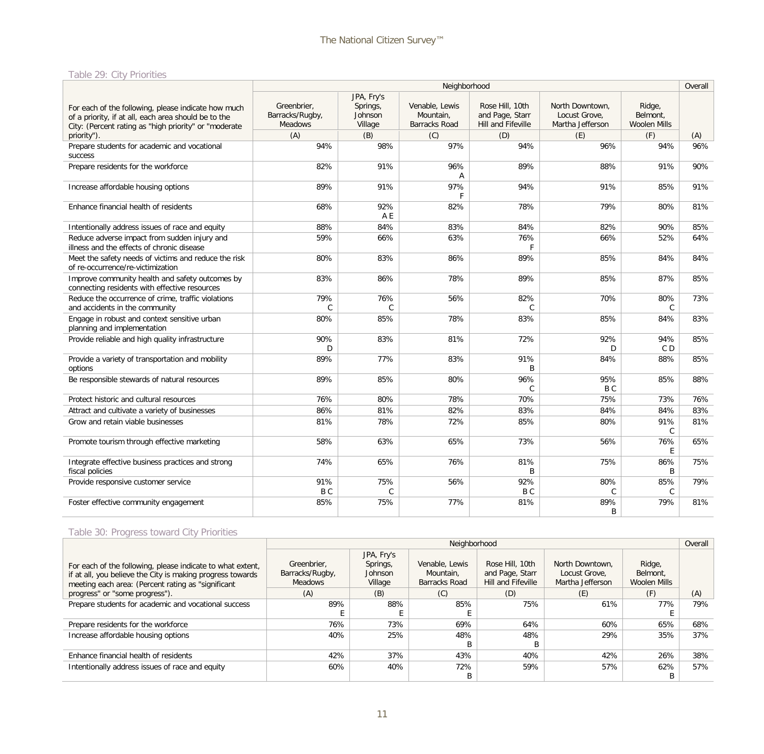Table 29: City Priorities

| For each of the following, please indicate how much of a priority, if at all, each area should be to the City: (Percent rating as "high priority" or "moderate priority"). | Neighborhood | | | | | | Overall |
|---|---|---|---|---|---|---|---|
| | Greenbrier, Barracks/Rugby, Meadows | JPA, Fry's Springs, Johnson Village | Venable, Lewis Mountain, Barracks Road | Rose Hill, 10th and Page, Starr Hill and Fifeville | North Downtown, Locust Grove, Martha Jefferson | Ridge, Belmont, Woolen Mills | |
| | (A) | (B) | (C) | (D) | (E) | (F) | (A) |
| Prepare students for academic and vocational success | 94% | 98% | 97% | 94% | 96% | 94% | 96% |
| Prepare residents for the workforce | 82% | 91% | 96% A | 89% | 88% | 91% | 90% |
| Increase affordable housing options | 89% | 91% | 97% F | 94% | 91% | 85% | 91% |
| Enhance financial health of residents | 68% | 92% A E | 82% | 78% | 79% | 80% | 81% |
| Intentionally address issues of race and equity | 88% | 84% | 83% | 84% | 82% | 90% | 85% |
| Reduce adverse impact from sudden injury and illness and the effects of chronic disease | 59% | 66% | 63% | 76% F | 66% | 52% | 64% |
| Meet the safety needs of victims and reduce the risk of re-occurrence/re-victimization | 80% | 83% | 86% | 89% | 85% | 84% | 84% |
| Improve community health and safety outcomes by connecting residents with effective resources | 83% | 86% | 78% | 89% | 85% | 87% | 85% |
| Reduce the occurrence of crime, traffic violations and accidents in the community | 79% C | 76% C | 56% | 82% C | 70% | 80% C | 73% |
| Engage in robust and context sensitive urban planning and implementation | 80% | 85% | 78% | 83% | 85% | 84% | 83% |
| Provide reliable and high quality infrastructure | 90% D | 83% | 81% | 72% | 92% D | 94% C D | 85% |
| Provide a variety of transportation and mobility options | 89% | 77% | 83% | 91% B | 84% | 88% | 85% |
| Be responsible stewards of natural resources | 89% | 85% | 80% | 96% C | 95% B C | 85% | 88% |
| Protect historic and cultural resources | 76% | 80% | 78% | 70% | 75% | 73% | 76% |
| Attract and cultivate a variety of businesses | 86% | 81% | 82% | 83% | 84% | 84% | 83% |
| Grow and retain viable businesses | 81% | 78% | 72% | 85% | 80% | 91% C | 81% |
| Promote tourism through effective marketing | 58% | 63% | 65% | 73% | 56% | 76% E | 65% |
| Integrate effective business practices and strong fiscal policies | 74% | 65% | 76% | 81% B | 75% | 86% B | 75% |
| Provide responsive customer service | 91% B C | 75% C | 56% | 92% B C | 80% C | 85% C | 79% |
| Foster effective community engagement | 85% | 75% | 77% | 81% | 89% B | 79% | 81% |

Table 30: Progress toward City Priorities

| For each of the following, please indicate to what extent, if at all, you believe the City is making progress towards meeting each area: (Percent rating as "significant progress" or "some progress"). | Neighborhood | | | | | | Overall |
|---|---|---|---|---|---|---|---|
| | Greenbrier, Barracks/Rugby, Meadows | JPA, Fry's Springs, Johnson Village | Venable, Lewis Mountain, Barracks Road | Rose Hill, 10th and Page, Starr Hill and Fifeville | North Downtown, Locust Grove, Martha Jefferson | Ridge, Belmont, Woolen Mills | |
| | (A) | (B) | (C) | (D) | (E) | (F) | (A) |
| Prepare students for academic and vocational success | 89% E | 88% E | 85% E | 75% | 61% | 77% E | 79% |
| Prepare residents for the workforce | 76% | 73% | 69% | 64% | 60% | 65% | 68% |
| Increase affordable housing options | 40% | 25% | 48% B | 48% B | 29% | 35% | 37% |
| Enhance financial health of residents | 42% | 37% | 43% | 40% | 42% | 26% | 38% |
| Intentionally address issues of race and equity | 60% | 40% | 72% B | 59% | 57% | 62% B | 57% |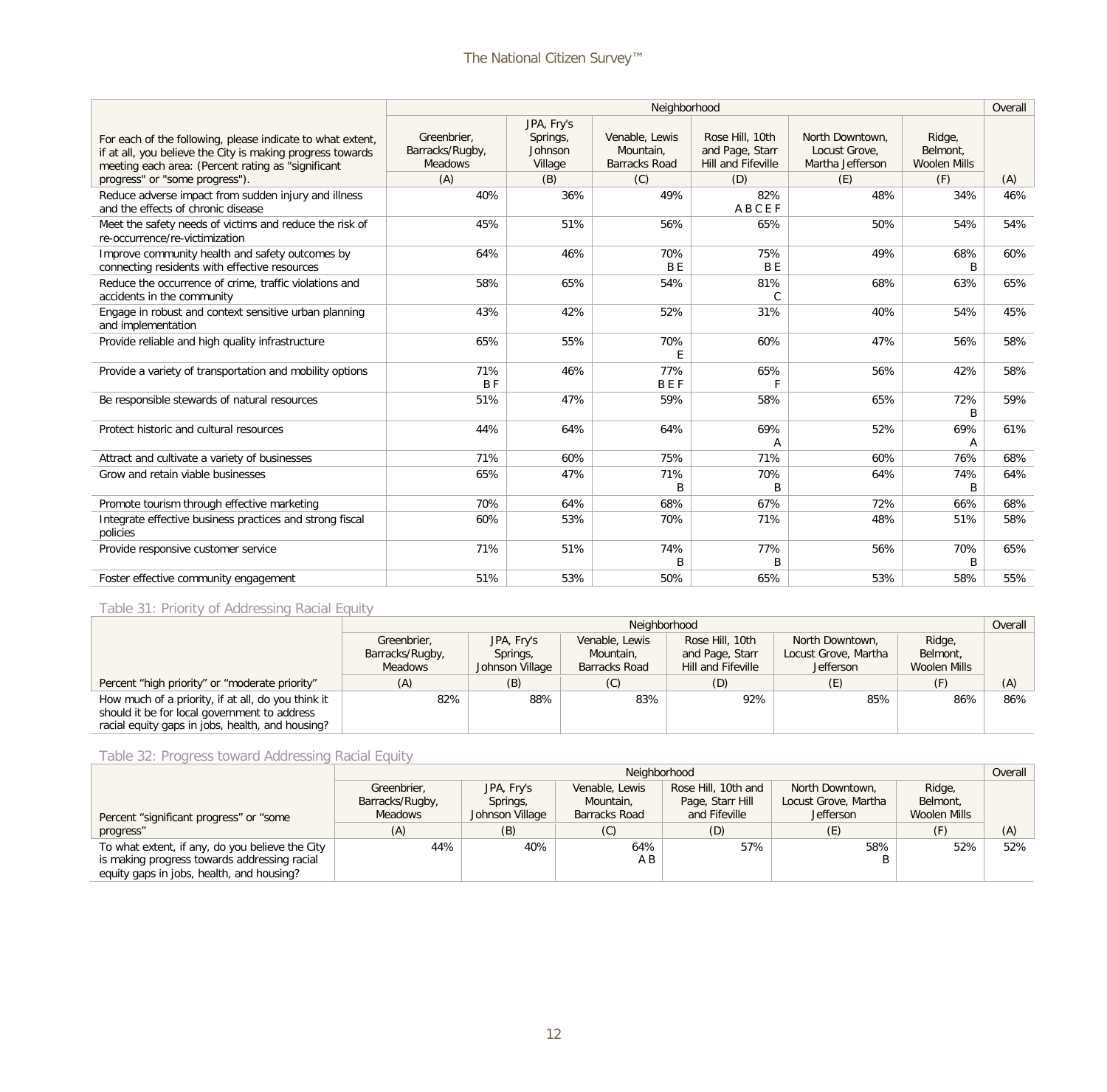| For each of the following, please indicate to what extent, if at all, you believe the City is making progress towards meeting each area: (Percent rating as "significant progress" or "some progress"). | Neighborhood | | | | | | Overall |
|---|---|---|---|---|---|---|---|
| | Greenbrier, Barracks/Rugby, Meadows | JPA, Fry's Springs, Johnson Village | Venable, Lewis Mountain, Barracks Road | Rose Hill, 10th and Page, Starr Hill and Fifeville | North Downtown, Locust Grove, Martha Jefferson | Ridge, Belmont, Woolen Mills | |
| | (A) | (B) | (C) | (D) | (E) | (F) | (A) |
| Reduce adverse impact from sudden injury and illness and the effects of chronic disease | 40% | 36% | 49% | 82% A B C E F | 48% | 34% | 46% |
| Meet the safety needs of victims and reduce the risk of re-occurrence/re-victimization | 45% | 51% | 56% | 65% | 50% | 54% | 54% |
| Improve community health and safety outcomes by connecting residents with effective resources | 64% | 46% | 70% B E | 75% B E | 49% | 68% B | 60% |
| Reduce the occurrence of crime, traffic violations and accidents in the community | 58% | 65% | 54% | 81% C | 68% | 63% | 65% |
| Engage in robust and context sensitive urban planning and implementation | 43% | 42% | 52% | 31% | 40% | 54% | 45% |
| Provide reliable and high quality infrastructure | 65% | 55% | 70% E | 60% | 47% | 56% | 58% |
| Provide a variety of transportation and mobility options | 71% B F | 46% | 77% B E F | 65% F | 56% | 42% | 58% |
| Be responsible stewards of natural resources | 51% | 47% | 59% | 58% | 65% | 72% B | 59% |
| Protect historic and cultural resources | 44% | 64% | 64% | 69% A | 52% | 69% A | 61% |
| Attract and cultivate a variety of businesses | 71% | 60% | 75% | 71% | 60% | 76% | 68% |
| Grow and retain viable businesses | 65% | 47% | 71% B | 70% B | 64% | 74% B | 64% |
| Promote tourism through effective marketing | 70% | 64% | 68% | 67% | 72% | 66% | 68% |
| Integrate effective business practices and strong fiscal policies | 60% | 53% | 70% | 71% | 48% | 51% | 58% |
| Provide responsive customer service | 71% | 51% | 74% B | 77% B | 56% | 70% B | 65% |
| Foster effective community engagement | 51% | 53% | 50% | 65% | 53% | 58% | 55% |

Table 31: Priority of Addressing Racial Equity

| | Neighborhood | | | | | | Overall |
|---|---|---|---|---|---|---|---|
| | Greenbrier, Barracks/Rugby, Meadows | JPA, Fry's Springs, Johnson Village | Venable, Lewis Mountain, Barracks Road | Rose Hill, 10th and Page, Starr Hill and Fifeville | North Downtown, Locust Grove, Martha Jefferson | Ridge, Belmont, Woolen Mills | |
| Percent "high priority" or "moderate priority" | (A) | (B) | (C) | (D) | (E) | (F) | (A) |
| How much of a priority, if at all, do you think it should it be for local government to address racial equity gaps in jobs, health, and housing? | 82% | 88% | 83% | 92% | 85% | 86% | 86% |

Table 32: Progress toward Addressing Racial Equity

| | Neighborhood | | | | | | Overall |
|---|---|---|---|---|---|---|---|
| | Greenbrier, Barracks/Rugby, Meadows | JPA, Fry's Springs, Johnson Village | Venable, Lewis Mountain, Barracks Road | Rose Hill, 10th and Page, Starr Hill and Fifeville | North Downtown, Locust Grove, Martha Jefferson | Ridge, Belmont, Woolen Mills | |
| Percent "significant progress" or "some progress" | (A) | (B) | (C) | (D) | (E) | (F) | (A) |
| To what extent, if any, do you believe the City is making progress towards addressing racial equity gaps in jobs, health, and housing? | 44% | 40% | 64% A B | 57% | 58% B | 52% | 52% |